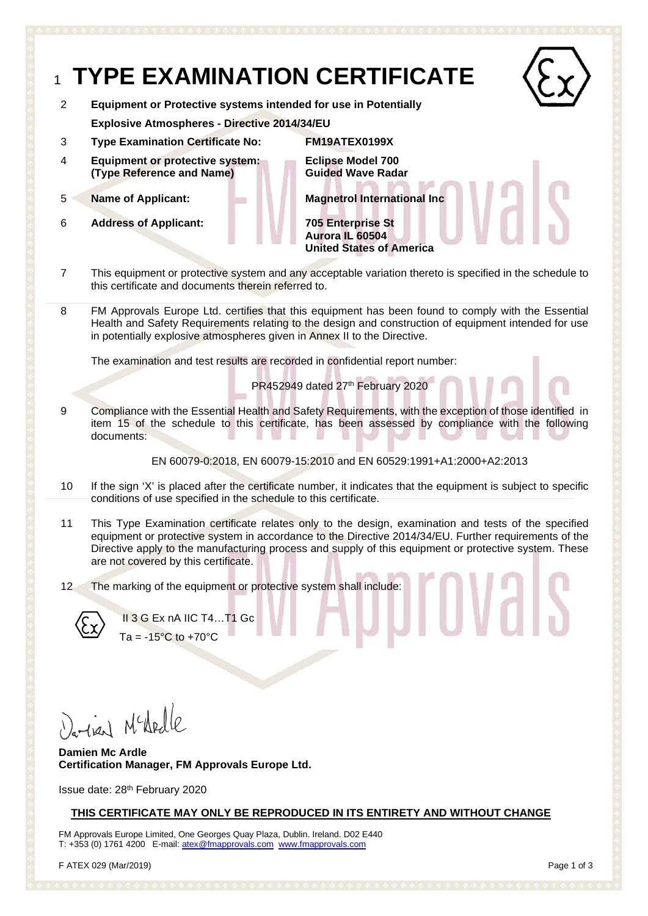# 1 TYPE EXAMINATION CERTIFICATE

2 **Equipment or Protective systems intended for use in Potentially Explosive Atmospheres - Directive 2014/34/EU**

| | | |
|---|---|---|
| 3 | **Type Examination Certificate No:** | **FM19ATEX0199X** |
| 4 | **Equipment or protective system: (Type Reference and Name)** | **Eclipse Model 700 Guided Wave Radar** |
| 5 | **Name of Applicant:** | **Magnetrol International Inc** |
| 6 | **Address of Applicant:** | **705 Enterprise St Aurora IL 60504 United States of America** |

7 This equipment or protective system and any acceptable variation thereto is specified in the schedule to this certificate and documents therein referred to.

8 FM Approvals Europe Ltd. certifies that this equipment has been found to comply with the Essential Health and Safety Requirements relating to the design and construction of equipment intended for use in potentially explosive atmospheres given in Annex II to the Directive.

The examination and test results are recorded in confidential report number:

PR452949 dated 27th February 2020

9 Compliance with the Essential Health and Safety Requirements, with the exception of those identified in item 15 of the schedule to this certificate, has been assessed by compliance with the following documents:

EN 60079-0:2018, EN 60079-15:2010 and EN 60529:1991+A1:2000+A2:2013

10 If the sign 'X' is placed after the certificate number, it indicates that the equipment is subject to specific conditions of use specified in the schedule to this certificate.

11 This Type Examination certificate relates only to the design, examination and tests of the specified equipment or protective system in accordance to the Directive 2014/34/EU. Further requirements of the Directive apply to the manufacturing process and supply of this equipment or protective system. These are not covered by this certificate.

12 The marking of the equipment or protective system shall include:

II 3 G Ex nA IIC T4…T1 Gc

Ta = -15°C to +70°C

Damien Mc Ardle

**Damien Mc Ardle**
**Certification Manager, FM Approvals Europe Ltd.**

Issue date: 28th February 2020

**THIS CERTIFICATE MAY ONLY BE REPRODUCED IN ITS ENTIRETY AND WITHOUT CHANGE**

FM Approvals Europe Limited, One Georges Quay Plaza, Dublin. Ireland. D02 E440
T: +353 (0) 1761 4200 E-mail: atex@fmapprovals.com www.fmapprovals.com

F ATEX 029 (Mar/2019)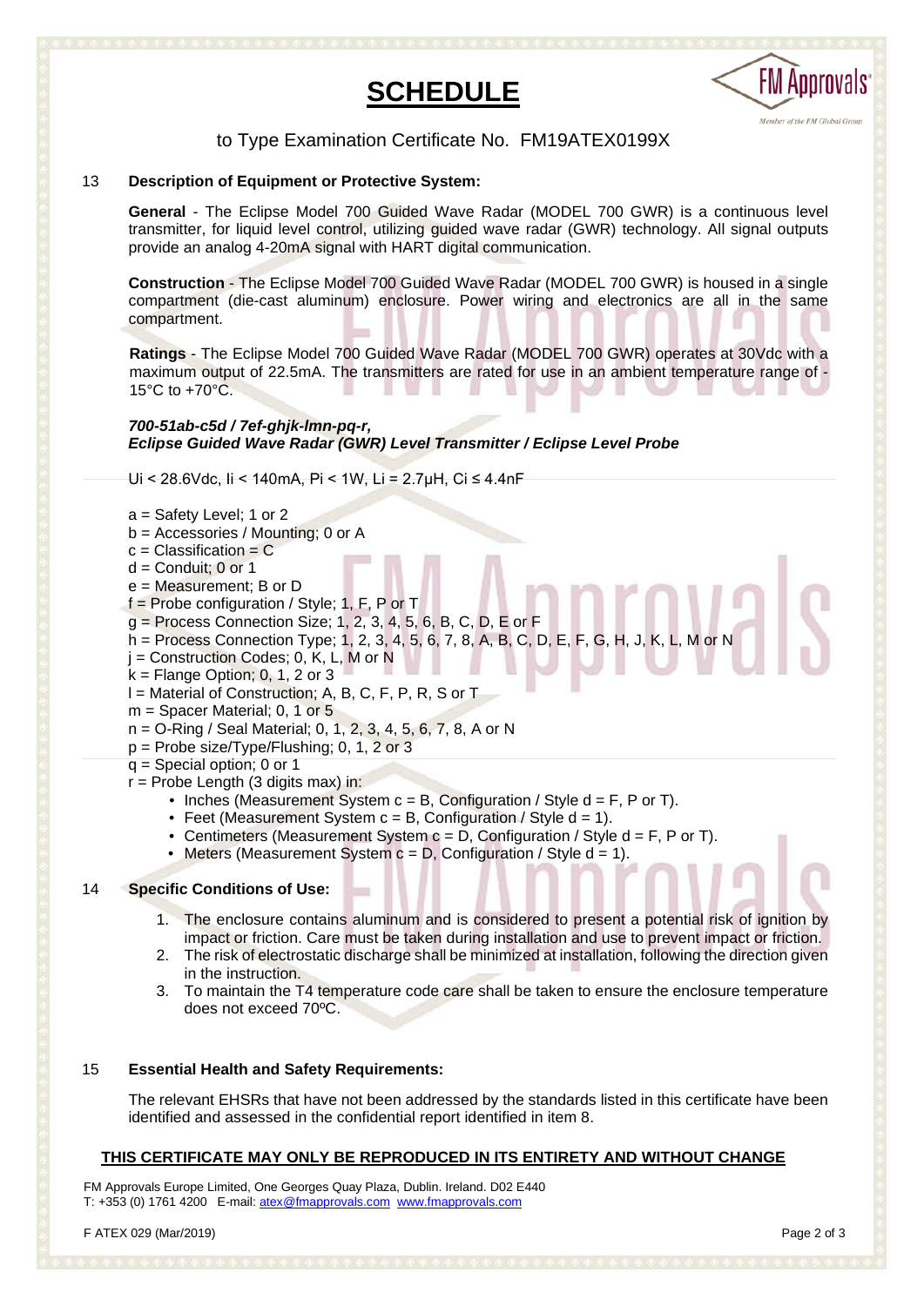# SCHEDULE

to Type Examination Certificate No. FM19ATEX0199X

## 13 Description of Equipment or Protective System:

**General** - The Eclipse Model 700 Guided Wave Radar (MODEL 700 GWR) is a continuous level transmitter, for liquid level control, utilizing guided wave radar (GWR) technology. All signal outputs provide an analog 4-20mA signal with HART digital communication.

**Construction** - The Eclipse Model 700 Guided Wave Radar (MODEL 700 GWR) is housed in a single compartment (die-cast aluminum) enclosure. Power wiring and electronics are all in the same compartment.

**Ratings** - The Eclipse Model 700 Guided Wave Radar (MODEL 700 GWR) operates at 30Vdc with a maximum output of 22.5mA. The transmitters are rated for use in an ambient temperature range of -15°C to +70°C.

***700-51ab-c5d / 7ef-ghjk-lmn-pq-r,***
***Eclipse Guided Wave Radar (GWR) Level Transmitter / Eclipse Level Probe***

$U_i$ < 28.6Vdc, $I_i$ < 140mA, $P_i$ < 1W, $L_i$ = 2.7μH, $C_i$ ≤ 4.4nF

a = Safety Level; 1 or 2
b = Accessories / Mounting; 0 or A
c = Classification = C
d = Conduit; 0 or 1
e = Measurement; B or D
f = Probe configuration / Style; 1, F, P or T
g = Process Connection Size; 1, 2, 3, 4, 5, 6, B, C, D, E or F
h = Process Connection Type; 1, 2, 3, 4, 5, 6, 7, 8, A, B, C, D, E, F, G, H, J, K, L, M or N
j = Construction Codes; 0, K, L, M or N
k = Flange Option; 0, 1, 2 or 3
l = Material of Construction; A, B, C, F, P, R, S or T
m = Spacer Material; 0, 1 or 5
n = O-Ring / Seal Material; 0, 1, 2, 3, 4, 5, 6, 7, 8, A or N
p = Probe size/Type/Flushing; 0, 1, 2 or 3
q = Special option; 0 or 1
r = Probe Length (3 digits max) in:

- Inches (Measurement System c = B, Configuration / Style d = F, P or T).
- Feet (Measurement System c = B, Configuration / Style d = 1).
- Centimeters (Measurement System c = D, Configuration / Style d = F, P or T).
- Meters (Measurement System c = D, Configuration / Style d = 1).

## 14 Specific Conditions of Use:

1. The enclosure contains aluminum and is considered to present a potential risk of ignition by impact or friction. Care must be taken during installation and use to prevent impact or friction.
2. The risk of electrostatic discharge shall be minimized at installation, following the direction given in the instruction.
3. To maintain the T4 temperature code care shall be taken to ensure the enclosure temperature does not exceed 70ºC.

## 15 Essential Health and Safety Requirements:

The relevant EHSRs that have not been addressed by the standards listed in this certificate have been identified and assessed in the confidential report identified in item 8.

**THIS CERTIFICATE MAY ONLY BE REPRODUCED IN ITS ENTIRETY AND WITHOUT CHANGE**

FM Approvals Europe Limited, One Georges Quay Plaza, Dublin. Ireland. D02 E440
T: +353 (0) 1761 4200 E-mail: atex@fmapprovals.com www.fmapprovals.com

F ATEX 029 (Mar/2019)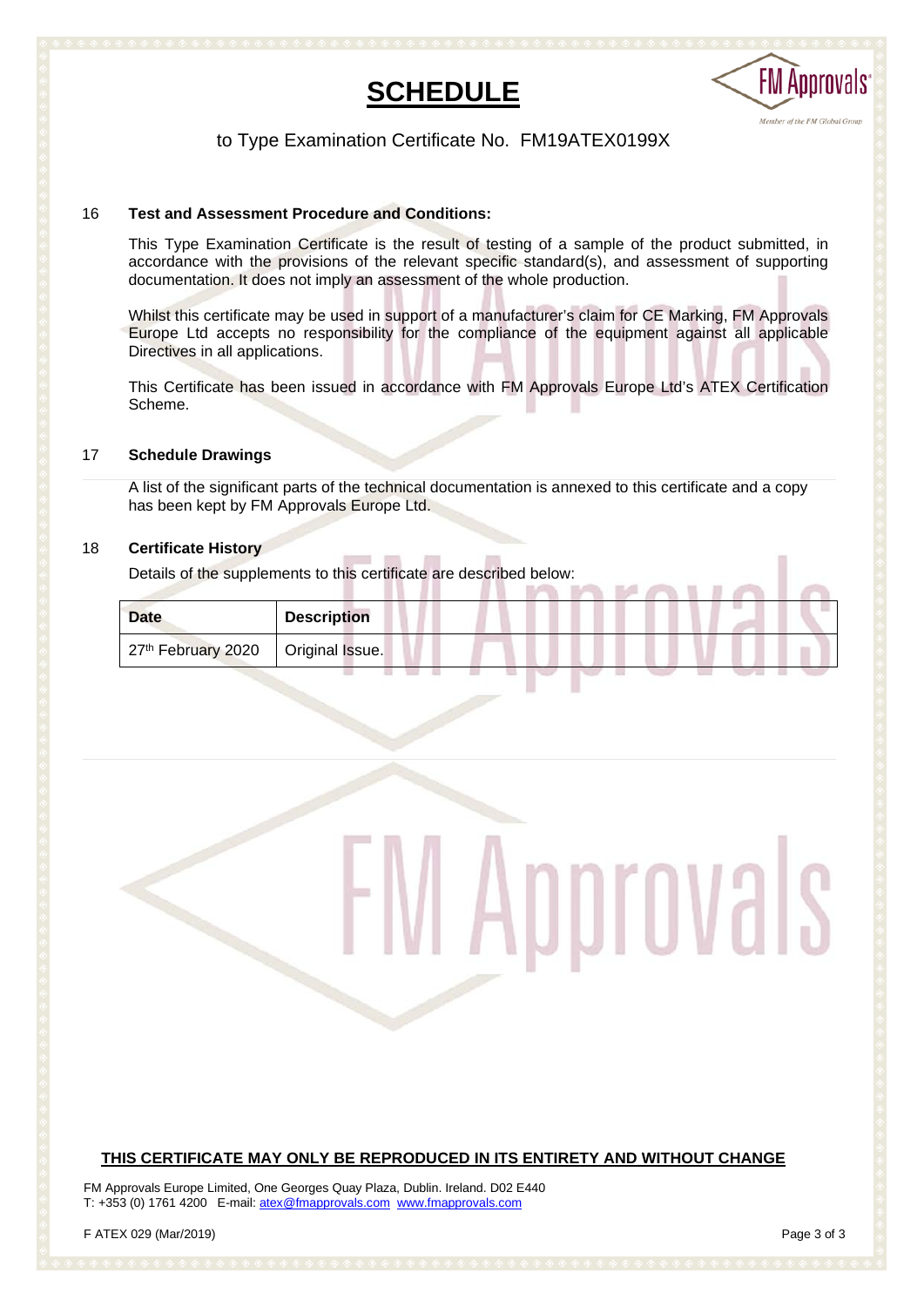# SCHEDULE

to Type Examination Certificate No. FM19ATEX0199X

16 **Test and Assessment Procedure and Conditions:**

This Type Examination Certificate is the result of testing of a sample of the product submitted, in accordance with the provisions of the relevant specific standard(s), and assessment of supporting documentation. It does not imply an assessment of the whole production.

Whilst this certificate may be used in support of a manufacturer's claim for CE Marking, FM Approvals Europe Ltd accepts no responsibility for the compliance of the equipment against all applicable Directives in all applications.

This Certificate has been issued in accordance with FM Approvals Europe Ltd's ATEX Certification Scheme.

17 **Schedule Drawings**

A list of the significant parts of the technical documentation is annexed to this certificate and a copy has been kept by FM Approvals Europe Ltd.

18 **Certificate History**

Details of the supplements to this certificate are described below:

| Date | Description |
|---|---|
| 27th February 2020 | Original Issue. |

**THIS CERTIFICATE MAY ONLY BE REPRODUCED IN ITS ENTIRETY AND WITHOUT CHANGE**

FM Approvals Europe Limited, One Georges Quay Plaza, Dublin. Ireland. D02 E440
T: +353 (0) 1761 4200 E-mail: atex@fmapprovals.com www.fmapprovals.com

F ATEX 029 (Mar/2019)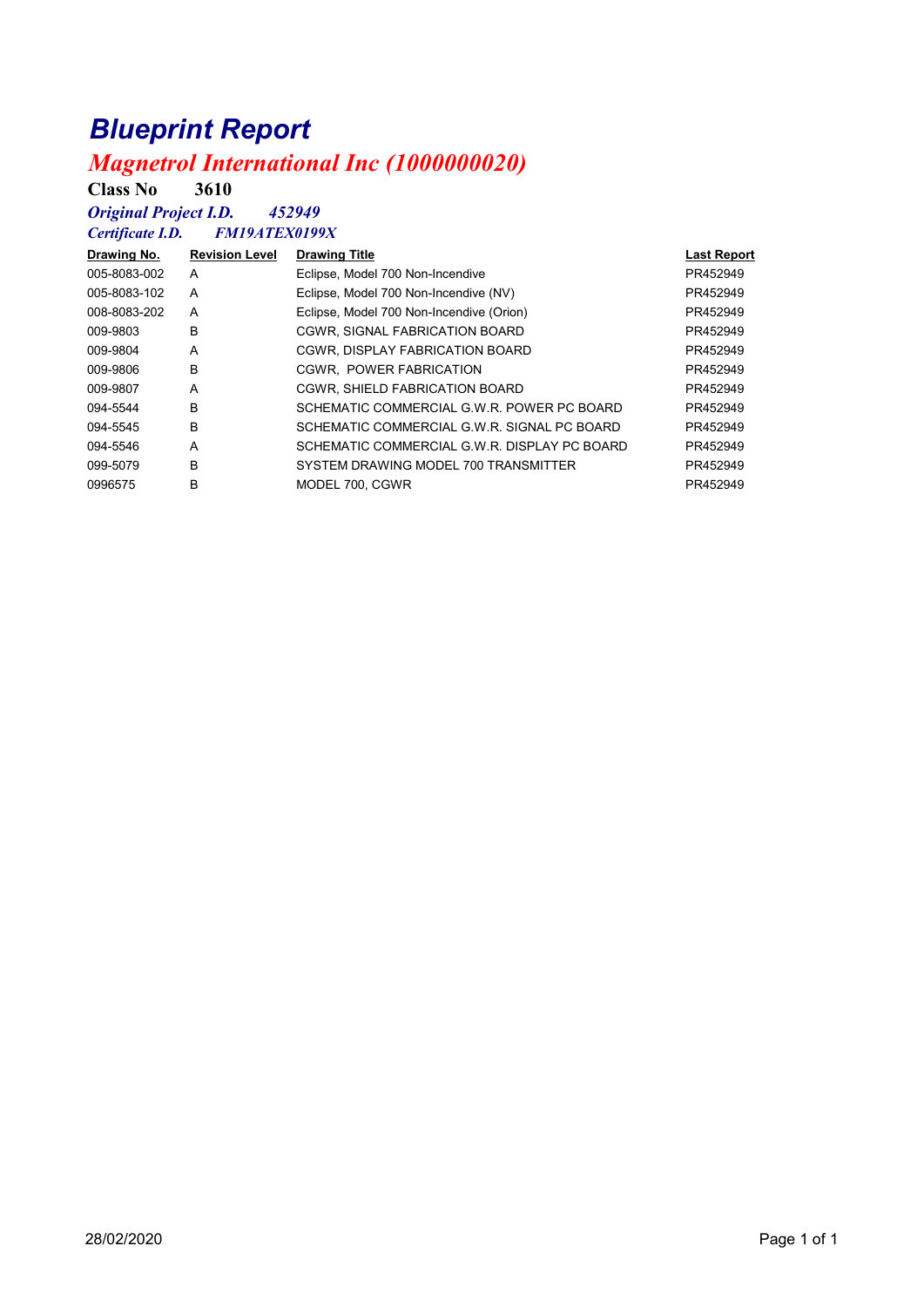# *Blueprint Report*

## *Magnetrol International Inc (1000000020)*

**Class No 3610**

***Original Project I.D. 452949***

***Certificate I.D. FM19ATEX0199X***

| Drawing No. | Revision Level | Drawing Title | Last Report |
|---|---|---|---|
| 005-8083-002 | A | Eclipse, Model 700 Non-Incendive | PR452949 |
| 005-8083-102 | A | Eclipse, Model 700 Non-Incendive (NV) | PR452949 |
| 008-8083-202 | A | Eclipse, Model 700 Non-Incendive (Orion) | PR452949 |
| 009-9803 | B | CGWR, SIGNAL FABRICATION BOARD | PR452949 |
| 009-9804 | A | CGWR, DISPLAY FABRICATION BOARD | PR452949 |
| 009-9806 | B | CGWR, POWER FABRICATION | PR452949 |
| 009-9807 | A | CGWR, SHIELD FABRICATION BOARD | PR452949 |
| 094-5544 | B | SCHEMATIC COMMERCIAL G.W.R. POWER PC BOARD | PR452949 |
| 094-5545 | B | SCHEMATIC COMMERCIAL G.W.R. SIGNAL PC BOARD | PR452949 |
| 094-5546 | A | SCHEMATIC COMMERCIAL G.W.R. DISPLAY PC BOARD | PR452949 |
| 099-5079 | B | SYSTEM DRAWING MODEL 700 TRANSMITTER | PR452949 |
| 0996575 | B | MODEL 700, CGWR | PR452949 |

28/02/2020